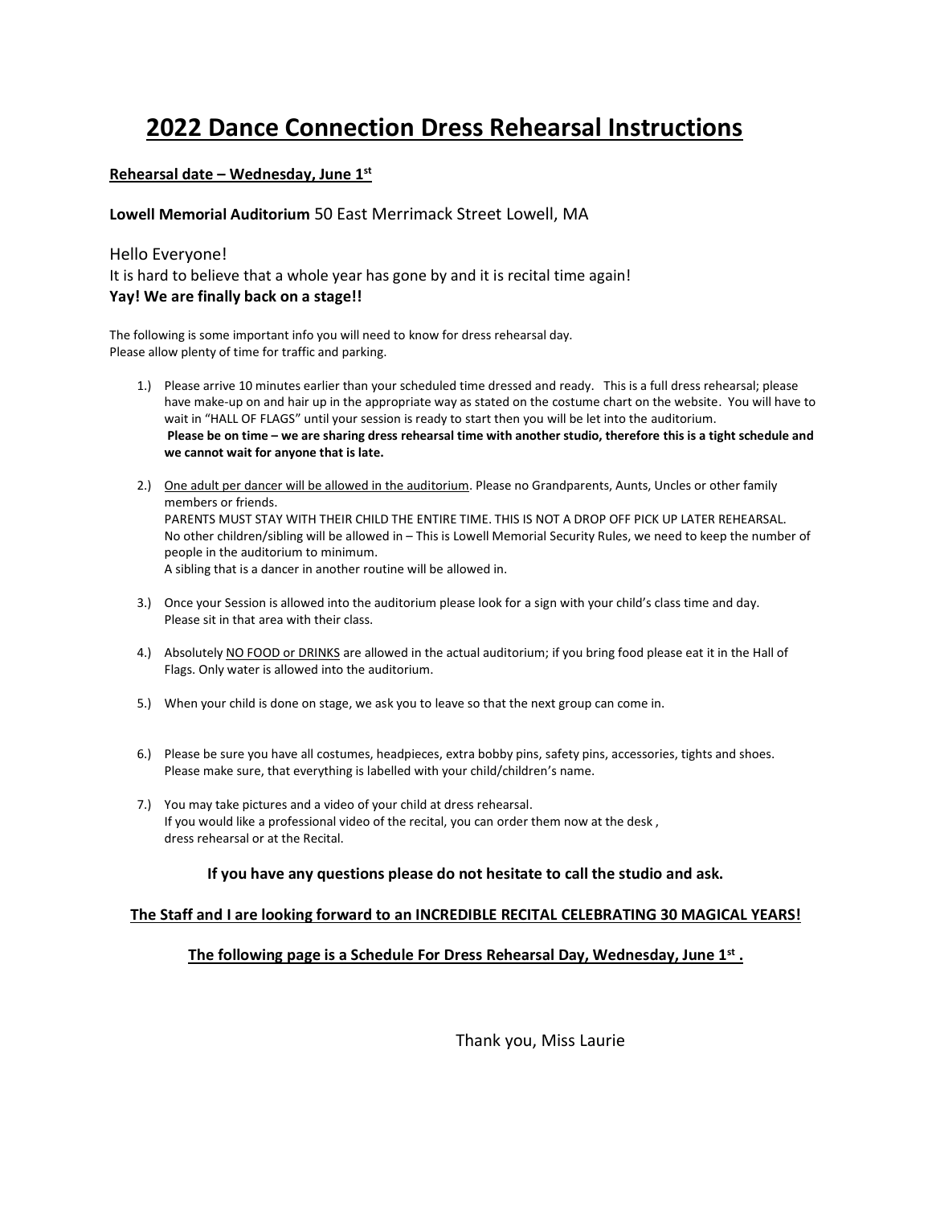# 2022 Dance Connection Dress Rehearsal Instructions

**Rehearsal date – Wednesday, June 1st**

**Lowell Memorial Auditorium** 50 East Merrimack Street Lowell, MA

Hello Everyone!
It is hard to believe that a whole year has gone by and it is recital time again!
**Yay! We are finally back on a stage!!**

The following is some important info you will need to know for dress rehearsal day.
Please allow plenty of time for traffic and parking.

1.) Please arrive 10 minutes earlier than your scheduled time dressed and ready. This is a full dress rehearsal; please have make-up on and hair up in the appropriate way as stated on the costume chart on the website. You will have to wait in "HALL OF FLAGS" until your session is ready to start then you will be let into the auditorium.
**Please be on time – we are sharing dress rehearsal time with another studio, therefore this is a tight schedule and we cannot wait for anyone that is late.**

2.) One adult per dancer will be allowed in the auditorium. Please no Grandparents, Aunts, Uncles or other family members or friends.
PARENTS MUST STAY WITH THEIR CHILD THE ENTIRE TIME. THIS IS NOT A DROP OFF PICK UP LATER REHEARSAL.
No other children/sibling will be allowed in – This is Lowell Memorial Security Rules, we need to keep the number of people in the auditorium to minimum.
A sibling that is a dancer in another routine will be allowed in.

3.) Once your Session is allowed into the auditorium please look for a sign with your child's class time and day.
Please sit in that area with their class.

4.) Absolutely NO FOOD or DRINKS are allowed in the actual auditorium; if you bring food please eat it in the Hall of Flags. Only water is allowed into the auditorium.

5.) When your child is done on stage, we ask you to leave so that the next group can come in.

6.) Please be sure you have all costumes, headpieces, extra bobby pins, safety pins, accessories, tights and shoes.
Please make sure, that everything is labelled with your child/children's name.

7.) You may take pictures and a video of your child at dress rehearsal.
If you would like a professional video of the recital, you can order them now at the desk ,
dress rehearsal or at the Recital.

**If you have any questions please do not hesitate to call the studio and ask.**

**The Staff and I are looking forward to an INCREDIBLE RECITAL CELEBRATING 30 MAGICAL YEARS!**

**The following page is a Schedule For Dress Rehearsal Day, Wednesday, June 1st .**

Thank you, Miss Laurie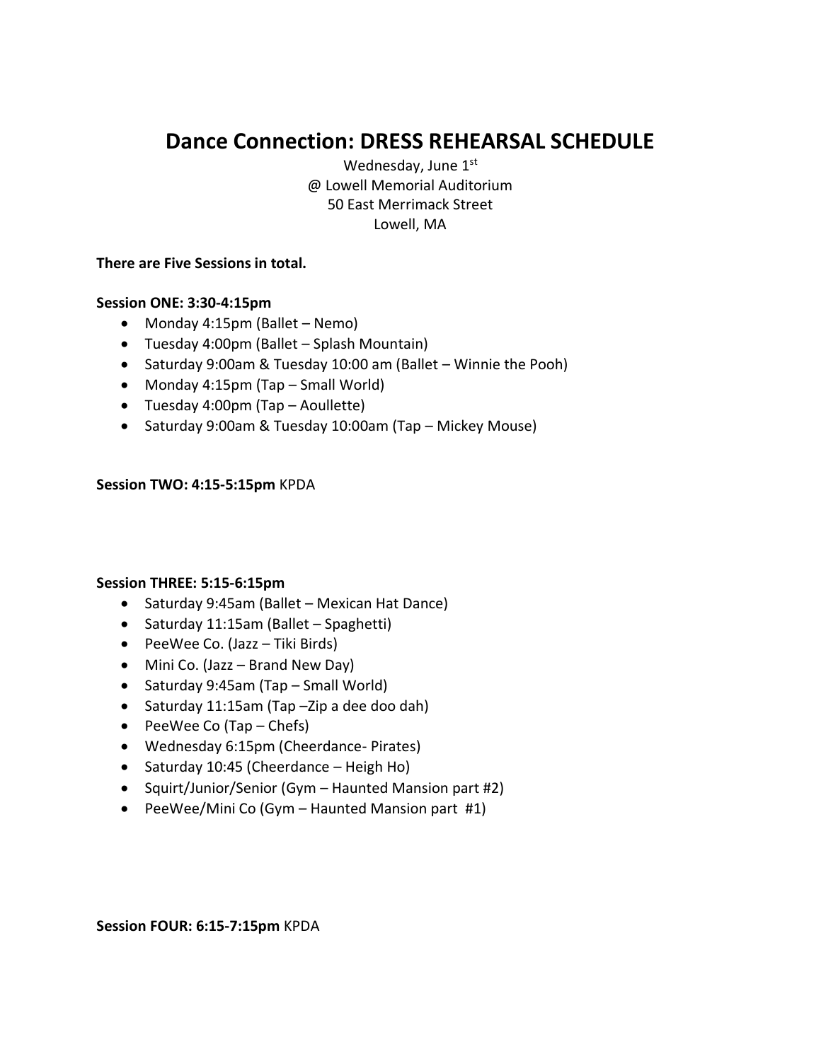# Dance Connection: DRESS REHEARSAL SCHEDULE

Wednesday, June 1st
@ Lowell Memorial Auditorium
50 East Merrimack Street
Lowell, MA

**There are Five Sessions in total.**

**Session ONE: 3:30-4:15pm**

- Monday 4:15pm (Ballet – Nemo)
- Tuesday 4:00pm (Ballet – Splash Mountain)
- Saturday 9:00am & Tuesday 10:00 am (Ballet – Winnie the Pooh)
- Monday 4:15pm (Tap – Small World)
- Tuesday 4:00pm (Tap – Aoullette)
- Saturday 9:00am & Tuesday 10:00am (Tap – Mickey Mouse)

**Session TWO: 4:15-5:15pm** KPDA

**Session THREE: 5:15-6:15pm**

- Saturday 9:45am (Ballet – Mexican Hat Dance)
- Saturday 11:15am (Ballet – Spaghetti)
- PeeWee Co. (Jazz – Tiki Birds)
- Mini Co. (Jazz – Brand New Day)
- Saturday 9:45am (Tap – Small World)
- Saturday 11:15am (Tap –Zip a dee doo dah)
- PeeWee Co (Tap – Chefs)
- Wednesday 6:15pm (Cheerdance- Pirates)
- Saturday 10:45 (Cheerdance – Heigh Ho)
- Squirt/Junior/Senior (Gym – Haunted Mansion part #2)
- PeeWee/Mini Co (Gym – Haunted Mansion part #1)

**Session FOUR: 6:15-7:15pm** KPDA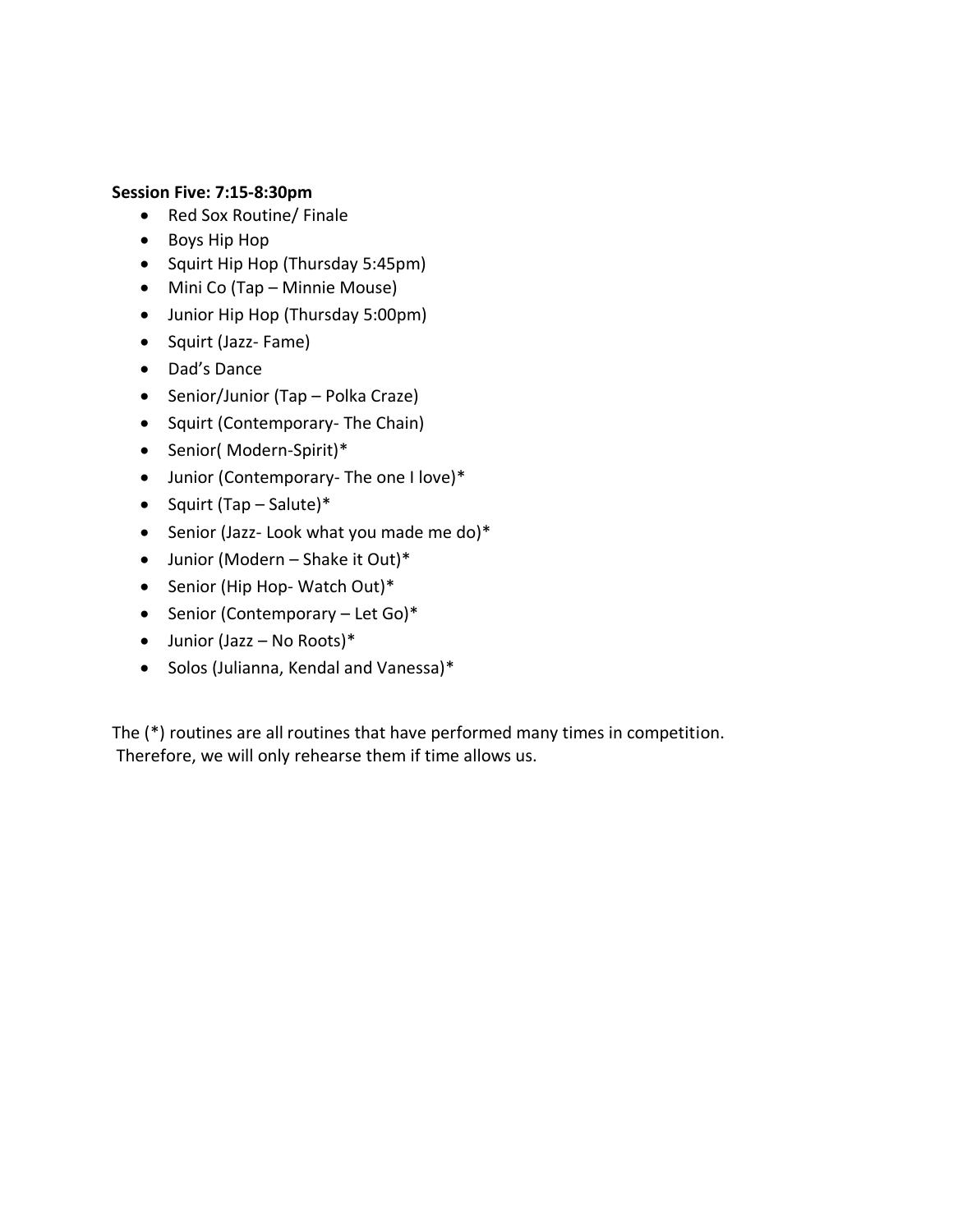**Session Five: 7:15-8:30pm**

- Red Sox Routine/ Finale
- Boys Hip Hop
- Squirt Hip Hop (Thursday 5:45pm)
- Mini Co (Tap – Minnie Mouse)
- Junior Hip Hop (Thursday 5:00pm)
- Squirt (Jazz- Fame)
- Dad's Dance
- Senior/Junior (Tap – Polka Craze)
- Squirt (Contemporary- The Chain)
- Senior( Modern-Spirit)*
- Junior (Contemporary- The one I love)*
- Squirt (Tap – Salute)*
- Senior (Jazz- Look what you made me do)*
- Junior (Modern – Shake it Out)*
- Senior (Hip Hop- Watch Out)*
- Senior (Contemporary – Let Go)*
- Junior (Jazz – No Roots)*
- Solos (Julianna, Kendal and Vanessa)*

The (*) routines are all routines that have performed many times in competition. Therefore, we will only rehearse them if time allows us.